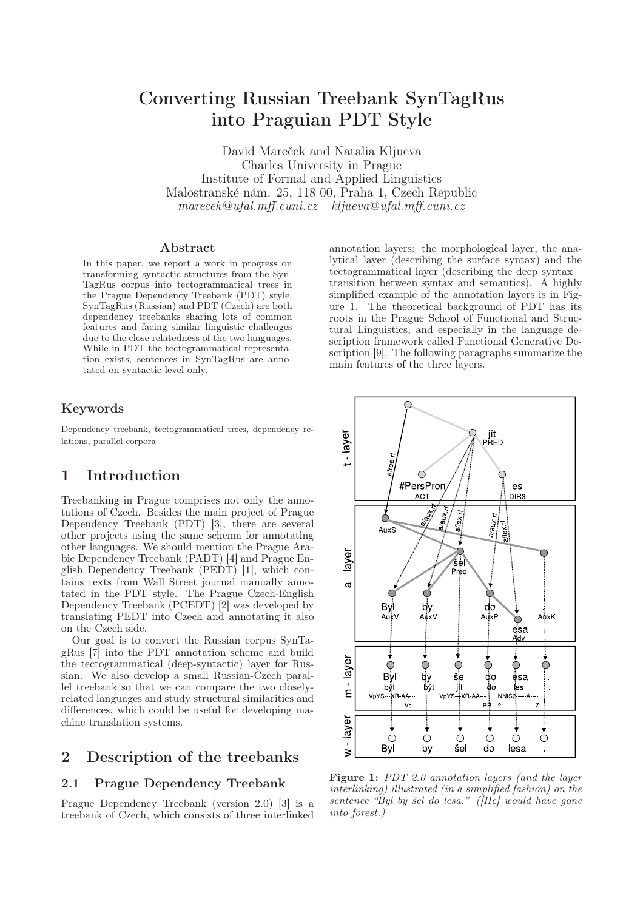# Converting Russian Treebank SynTagRus into Praguian PDT Style

David Mareček and Natalia Kljueva
Charles University in Prague
Institute of Formal and Applied Linguistics
Malostranské nám. 25, 118 00, Praha 1, Czech Republic
*marecek@ufal.mff.cuni.cz* *kljueva@ufal.mff.cuni.cz*

## Abstract

In this paper, we report a work in progress on transforming syntactic structures from the SynTagRus corpus into tectogrammatical trees in the Prague Dependency Treebank (PDT) style. SynTagRus (Russian) and PDT (Czech) are both dependency treebanks sharing lots of common features and facing similar linguistic challenges due to the close relatedness of the two languages. While in PDT the tectogrammatical representation exists, sentences in SynTagRus are annotated on syntactic level only.

## Keywords

Dependency treebank, tectogrammatical trees, dependency relations, parallel corpora

# 1 Introduction

Treebanking in Prague comprises not only the annotations of Czech. Besides the main project of Prague Dependency Treebank (PDT) [3], there are several other projects using the same schema for annotating other languages. We should mention the Prague Arabic Dependency Treebank (PADT) [4] and Prague English Dependency Treebank (PEDT) [1], which contains texts from Wall Street journal manually annotated in the PDT style. The Prague Czech-English Dependency Treebank (PCEDT) [2] was developed by translating PEDT into Czech and annotating it also on the Czech side.

Our goal is to convert the Russian corpus SynTagRus [7] into the PDT annotation scheme and build the tectogrammatical (deep-syntactic) layer for Russian. We also develop a small Russian-Czech parallel treebank so that we can compare the two closely-related languages and study structural similarities and differences, which could be useful for developing machine translation systems.

# 2 Description of the treebanks

## 2.1 Prague Dependency Treebank

Prague Dependency Treebank (version 2.0) [3] is a treebank of Czech, which consists of three interlinked annotation layers: the morphological layer, the analytical layer (describing the surface syntax) and the tectogrammatical layer (describing the deep syntax – transition between syntax and semantics). A highly simplified example of the annotation layers is in Figure 1. The theoretical background of PDT has its roots in the Prague School of Functional and Structural Linguistics, and especially in the language description framework called Functional Generative Description [9]. The following paragraphs summarize the main features of the three layers.

**Figure 1:** *PDT 2.0 annotation layers (and the layer interlinking) illustrated (in a simplified fashion) on the sentence "Byl by šel do lesa." ([He] would have gone into forest.)*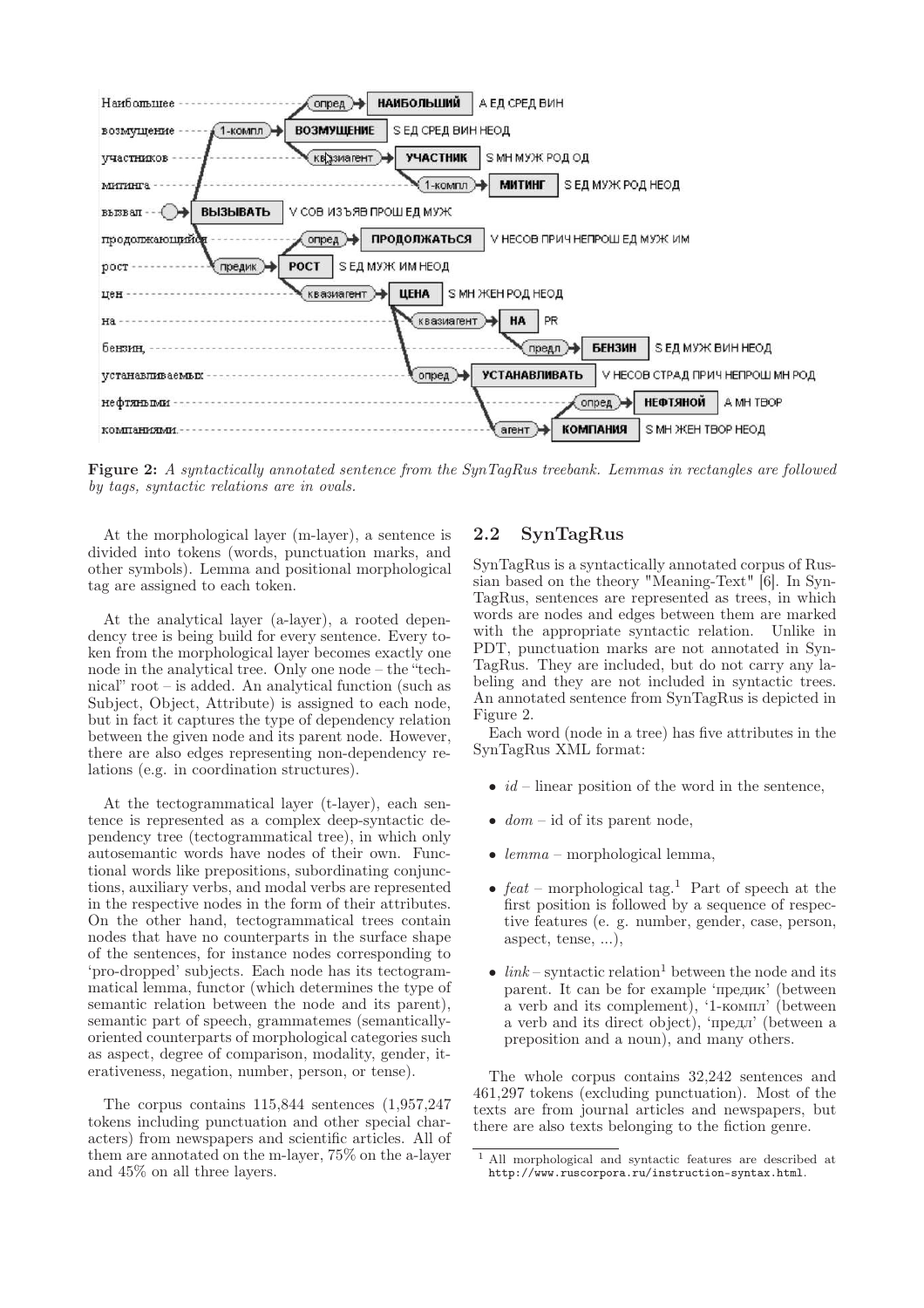Figure 2: *A syntactically annotated sentence from the SynTagRus treebank. Lemmas in rectangles are followed by tags, syntactic relations are in ovals.*

At the morphological layer (m-layer), a sentence is divided into tokens (words, punctuation marks, and other symbols). Lemma and positional morphological tag are assigned to each token.

At the analytical layer (a-layer), a rooted dependency tree is being build for every sentence. Every token from the morphological layer becomes exactly one node in the analytical tree. Only one node – the "technical" root – is added. An analytical function (such as Subject, Object, Attribute) is assigned to each node, but in fact it captures the type of dependency relation between the given node and its parent node. However, there are also edges representing non-dependency relations (e.g. in coordination structures).

At the tectogrammatical layer (t-layer), each sentence is represented as a complex deep-syntactic dependency tree (tectogrammatical tree), in which only autosemantic words have nodes of their own. Functional words like prepositions, subordinating conjunctions, auxiliary verbs, and modal verbs are represented in the respective nodes in the form of their attributes. On the other hand, tectogrammatical trees contain nodes that have no counterparts in the surface shape of the sentences, for instance nodes corresponding to 'pro-dropped' subjects. Each node has its tectogrammatical lemma, functor (which determines the type of semantic relation between the node and its parent), semantic part of speech, grammatemes (semantically-oriented counterparts of morphological categories such as aspect, degree of comparison, modality, gender, iterativeness, negation, number, person, or tense).

The corpus contains 115,844 sentences (1,957,247 tokens including punctuation and other special characters) from newspapers and scientific articles. All of them are annotated on the m-layer, 75% on the a-layer and 45% on all three layers.

## 2.2 SynTagRus

SynTagRus is a syntactically annotated corpus of Russian based on the theory "Meaning-Text" [6]. In SynTagRus, sentences are represented as trees, in which words are nodes and edges between them are marked with the appropriate syntactic relation. Unlike in PDT, punctuation marks are not annotated in SynTagRus. They are included, but do not carry any labeling and they are not included in syntactic trees. An annotated sentence from SynTagRus is depicted in Figure 2.

Each word (node in a tree) has five attributes in the SynTagRus XML format:

- *id* – linear position of the word in the sentence,
- *dom* – id of its parent node,
- *lemma* – morphological lemma,
- *feat* – morphological tag.[1] Part of speech at the first position is followed by a sequence of respective features (e. g. number, gender, case, person, aspect, tense, ...),
- *link* – syntactic relation[1] between the node and its parent. It can be for example 'предик' (between a verb and its complement), '1-компл' (between a verb and its direct object), 'предл' (between a preposition and a noun), and many others.

The whole corpus contains 32,242 sentences and 461,297 tokens (excluding punctuation). Most of the texts are from journal articles and newspapers, but there are also texts belonging to the fiction genre.

[1] All morphological and syntactic features are described at http://www.ruscorpora.ru/instruction-syntax.html.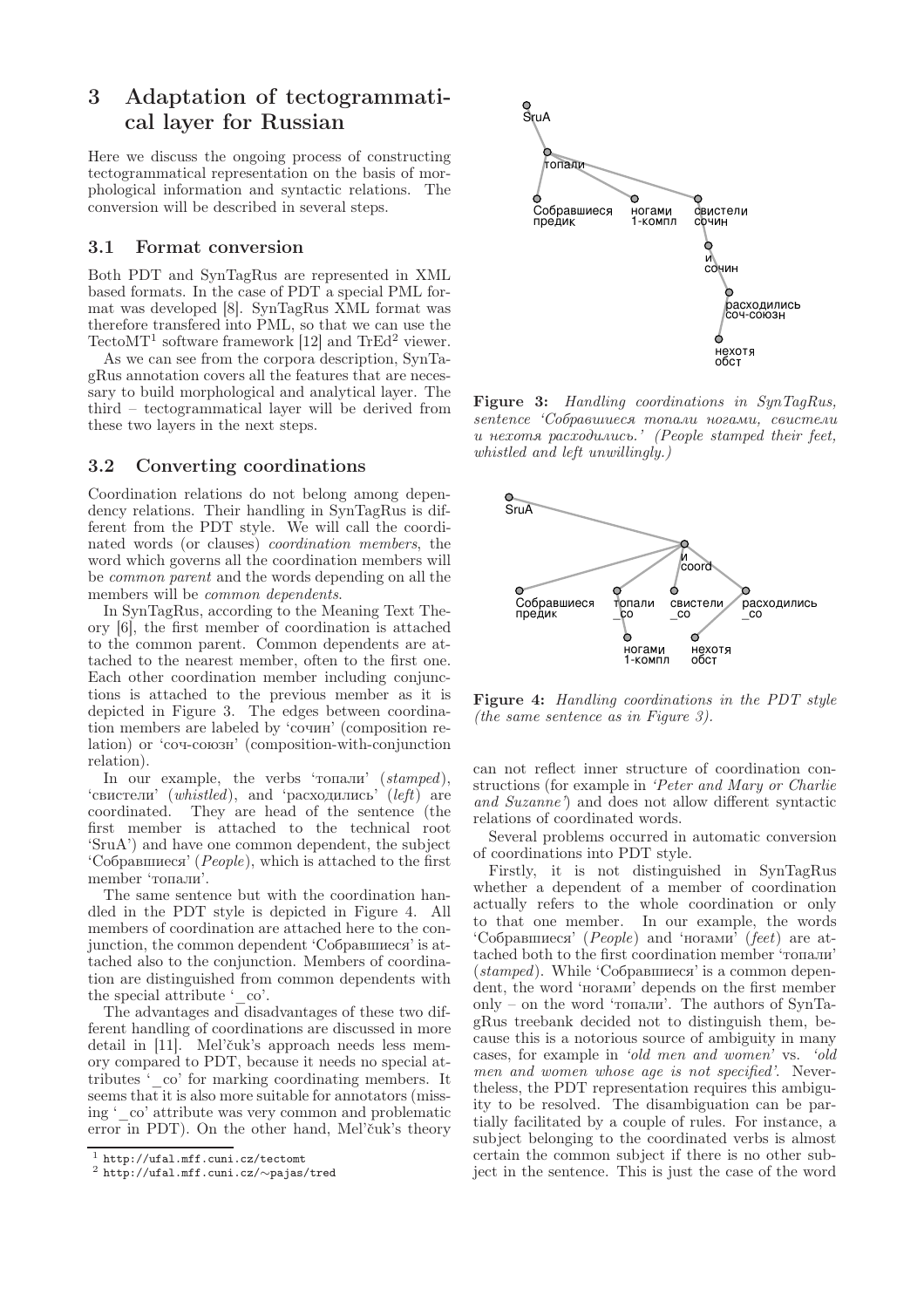## 3 Adaptation of tectogrammatical layer for Russian

Here we discuss the ongoing process of constructing tectogrammatical representation on the basis of morphological information and syntactic relations. The conversion will be described in several steps.

### 3.1 Format conversion

Both PDT and SynTagRus are represented in XML based formats. In the case of PDT a special PML format was developed [8]. SynTagRus XML format was therefore transfered into PML, so that we can use the TectoMT[1] software framework [12] and TrEd[2] viewer.

As we can see from the corpora description, SynTagRus annotation covers all the features that are necessary to build morphological and analytical layer. The third – tectogrammatical layer will be derived from these two layers in the next steps.

### 3.2 Converting coordinations

Coordination relations do not belong among dependency relations. Their handling in SynTagRus is different from the PDT style. We will call the coordinated words (or clauses) *coordination members*, the word which governs all the coordination members will be *common parent* and the words depending on all the members will be *common dependents*.

In SynTagRus, according to the Meaning Text Theory [6], the first member of coordination is attached to the common parent. Common dependents are attached to the nearest member, often to the first one. Each other coordination member including conjunctions is attached to the previous member as it is depicted in Figure 3. The edges between coordination members are labeled by 'сочин' (composition relation) or 'соч-союзн' (composition-with-conjunction relation).

In our example, the verbs 'топали' (*stamped*), 'свистели' (*whistled*), and 'расходились' (*left*) are coordinated. They are head of the sentence (the first member is attached to the technical root 'SruA') and have one common dependent, the subject 'Собравшиеся' (*People*), which is attached to the first member 'топали'.

The same sentence but with the coordination handled in the PDT style is depicted in Figure 4. All members of coordination are attached here to the conjunction, the common dependent 'Собравшиеся' is attached also to the conjunction. Members of coordination are distinguished from common dependents with the special attribute '_co'.

The advantages and disadvantages of these two different handling of coordinations are discussed in more detail in [11]. Mel'čuk's approach needs less memory compared to PDT, because it needs no special attributes '_co' for marking coordinating members. It seems that it is also more suitable for annotators (missing '_co' attribute was very common and problematic error in PDT). On the other hand, Mel'čuk's theory can not reflect inner structure of coordination constructions (for example in *'Peter and Mary or Charlie and Suzanne'*) and does not allow different syntactic relations of coordinated words.

Several problems occurred in automatic conversion of coordinations into PDT style.

Firstly, it is not distinguished in SynTagRus whether a dependent of a member of coordination actually refers to the whole coordination or only to that one member. In our example, the words 'Собравшиеся' (*People*) and 'ногами' (*feet*) are attached both to the first coordination member 'топали' (*stamped*). While 'Собравшиеся' is a common dependent, the word 'ногами' depends on the first member only – on the word 'топали'. The authors of SynTagRus treebank decided not to distinguish them, because this is a notorious source of ambiguity in many cases, for example in *'old men and women'* vs. *'old men and women whose age is not specified'*. Nevertheless, the PDT representation requires this ambiguity to be resolved. The disambiguation can be partially facilitated by a couple of rules. For instance, a subject belonging to the coordinated verbs is almost certain the common subject if there is no other subject in the sentence. This is just the case of the word

**Figure 3:** *Handling coordinations in SynTagRus, sentence 'Собравшиеся топали ногами, свистели и нехотя расходились.' (People stamped their feet, whistled and left unwillingly.)*

**Figure 4:** *Handling coordinations in the PDT style (the same sentence as in Figure 3).*

[1] http://ufal.mff.cuni.cz/tectomt

[2] http://ufal.mff.cuni.cz/~pajas/tred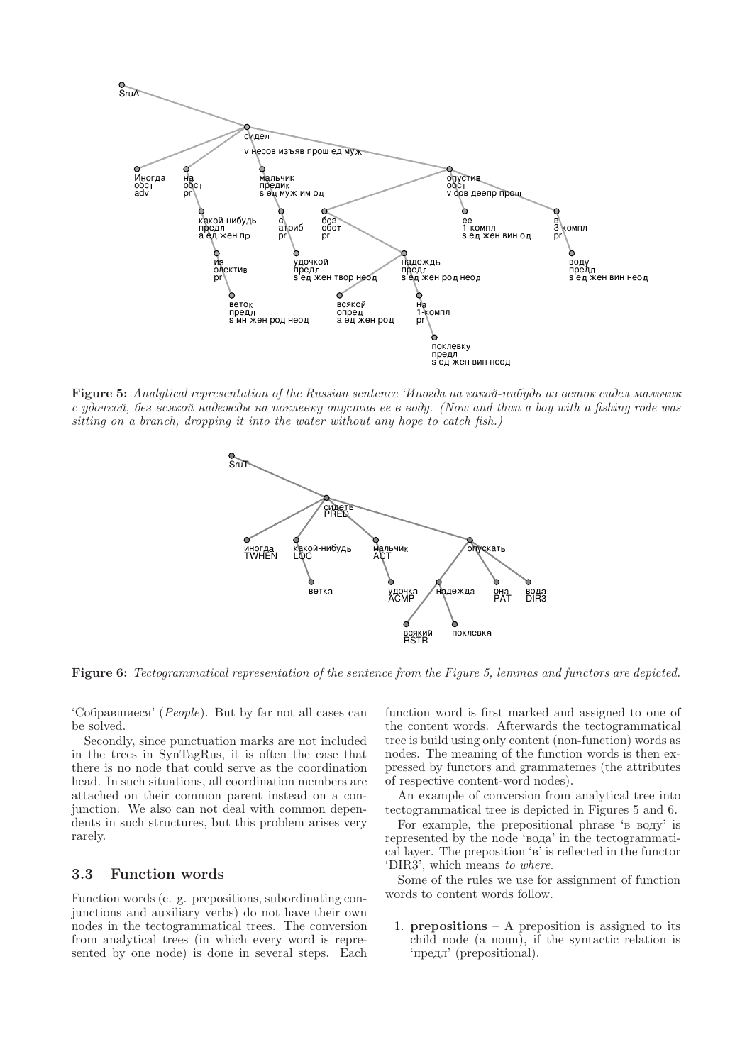**Figure 5:** *Analytical representation of the Russian sentence 'Иногда на какой-нибудь из веток сидел мальчик с удочкой, без всякой надежды на поклевку опустив ее в воду. (Now and than a boy with a fishing rode was sitting on a branch, dropping it into the water without any hope to catch fish.)*

**Figure 6:** *Tectogrammatical representation of the sentence from the Figure 5, lemmas and functors are depicted.*

'Собравшиеся' (*People*). But by far not all cases can be solved.

Secondly, since punctuation marks are not included in the trees in SynTagRus, it is often the case that there is no node that could serve as the coordination head. In such situations, all coordination members are attached on their common parent instead on a conjunction. We also can not deal with common dependents in such structures, but this problem arises very rarely.

### 3.3 Function words

Function words (e. g. prepositions, subordinating conjunctions and auxiliary verbs) do not have their own nodes in the tectogrammatical trees. The conversion from analytical trees (in which every word is represented by one node) is done in several steps. Each function word is first marked and assigned to one of the content words. Afterwards the tectogrammatical tree is build using only content (non-function) words as nodes. The meaning of the function words is then expressed by functors and grammatemes (the attributes of respective content-word nodes).

An example of conversion from analytical tree into tectogrammatical tree is depicted in Figures 5 and 6.

For example, the prepositional phrase 'в воду' is represented by the node 'вода' in the tectogrammatical layer. The preposition 'в' is reflected in the functor 'DIR3', which means *to where*.

Some of the rules we use for assignment of function words to content words follow.

1. **prepositions** – A preposition is assigned to its child node (a noun), if the syntactic relation is 'предл' (prepositional).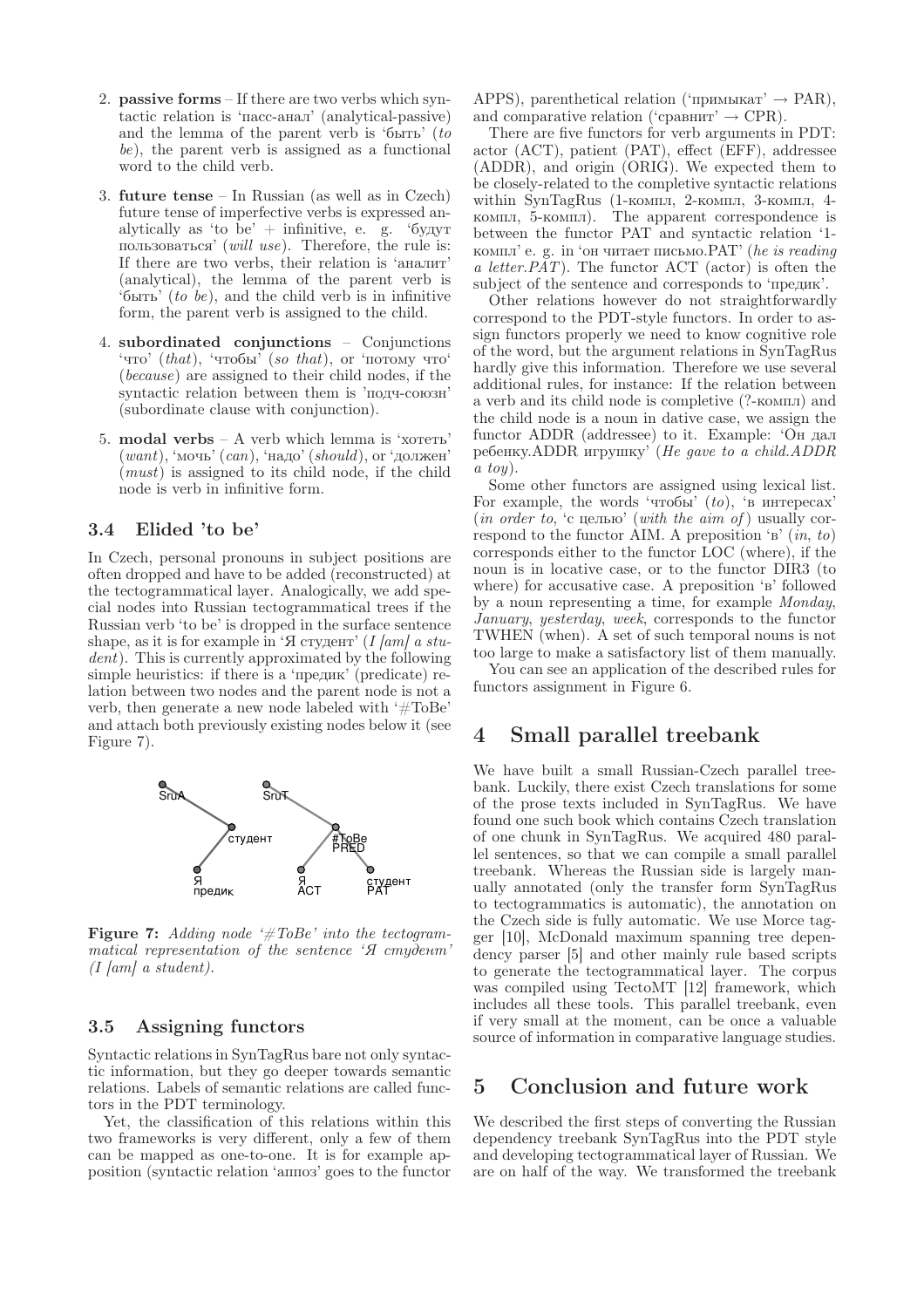2. **passive forms** – If there are two verbs which syntactic relation is 'пасс-анал' (analytical-passive) and the lemma of the parent verb is 'быть' (*to be*), the parent verb is assigned as a functional word to the child verb.

3. **future tense** – In Russian (as well as in Czech) future tense of imperfective verbs is expressed analytically as 'to be' + infinitive, e. g. 'будут пользоваться' (*will use*). Therefore, the rule is: If there are two verbs, their relation is 'аналит' (analytical), the lemma of the parent verb is 'быть' (*to be*), and the child verb is in infinitive form, the parent verb is assigned to the child.

4. **subordinated conjunctions** – Conjunctions 'что' (*that*), 'чтобы' (*so that*), or 'потому что' (*because*) are assigned to their child nodes, if the syntactic relation between them is 'подч-союзн' (subordinate clause with conjunction).

5. **modal verbs** – A verb which lemma is 'хотеть' (*want*), 'мочь' (*can*), 'надо' (*should*), or 'должен' (*must*) is assigned to its child node, if the child node is verb in infinitive form.

### 3.4 Elided 'to be'

In Czech, personal pronouns in subject positions are often dropped and have to be added (reconstructed) at the tectogrammatical layer. Analogically, we add special nodes into Russian tectogrammatical trees if the Russian verb 'to be' is dropped in the surface sentence shape, as it is for example in 'Я студент' (*I [am] a student*). This is currently approximated by the following simple heuristics: if there is a 'предик' (predicate) relation between two nodes and the parent node is not a verb, then generate a new node labeled with '#ToBe' and attach both previously existing nodes below it (see Figure 7).

**Figure 7:** *Adding node '#ToBe' into the tectogrammatical representation of the sentence 'Я студент' (I [am] a student).*

### 3.5 Assigning functors

Syntactic relations in SynTagRus bare not only syntactic information, but they go deeper towards semantic relations. Labels of semantic relations are called functors in the PDT terminology.

Yet, the classification of this relations within this two frameworks is very different, only a few of them can be mapped as one-to-one. It is for example apposition (syntactic relation 'аппоз' goes to the functor APPS), parenthetical relation ('примыкат' → PAR), and comparative relation ('сравнит' → CPR).

There are five functors for verb arguments in PDT: actor (ACT), patient (PAT), effect (EFF), addressee (ADDR), and origin (ORIG). We expected them to be closely-related to the completive syntactic relations within SynTagRus (1-компл, 2-компл, 3-компл, 4-компл, 5-компл). The apparent correspondence is between the functor PAT and syntactic relation '1-компл' e. g. in 'он читает письмо.PAT' (*he is reading a letter.PAT*). The functor ACT (actor) is often the subject of the sentence and corresponds to 'предик'.

Other relations however do not straightforwardly correspond to the PDT-style functors. In order to assign functors properly we need to know cognitive role of the word, but the argument relations in SynTagRus hardly give this information. Therefore we use several additional rules, for instance: If the relation between a verb and its child node is completive (?-компл) and the child node is a noun in dative case, we assign the functor ADDR (addressee) to it. Example: 'Он дал ребенку.ADDR игрушку' (*He gave to a child.ADDR a toy*).

Some other functors are assigned using lexical list. For example, the words 'чтобы' (*to*), 'в интересах' (*in order to*, 'с целью' (*with the aim of*) usually correspond to the functor AIM. A preposition 'в' (*in*, *to*) corresponds either to the functor LOC (where), if the noun is in locative case, or to the functor DIR3 (to where) for accusative case. A preposition 'в' followed by a noun representing a time, for example *Monday*, *January*, *yesterday*, *week*, corresponds to the functor TWHEN (when). A set of such temporal nouns is not too large to make a satisfactory list of them manually.

You can see an application of the described rules for functors assignment in Figure 6.

## 4 Small parallel treebank

We have built a small Russian-Czech parallel treebank. Luckily, there exist Czech translations for some of the prose texts included in SynTagRus. We have found one such book which contains Czech translation of one chunk in SynTagRus. We acquired 480 parallel sentences, so that we can compile a small parallel treebank. Whereas the Russian side is largely manually annotated (only the transfer form SynTagRus to tectogrammatics is automatic), the annotation on the Czech side is fully automatic. We use Morce tagger [10], McDonald maximum spanning tree dependency parser [5] and other mainly rule based scripts to generate the tectogrammatical layer. The corpus was compiled using TectoMT [12] framework, which includes all these tools. This parallel treebank, even if very small at the moment, can be once a valuable source of information in comparative language studies.

## 5 Conclusion and future work

We described the first steps of converting the Russian dependency treebank SynTagRus into the PDT style and developing tectogrammatical layer of Russian. We are on half of the way. We transformed the treebank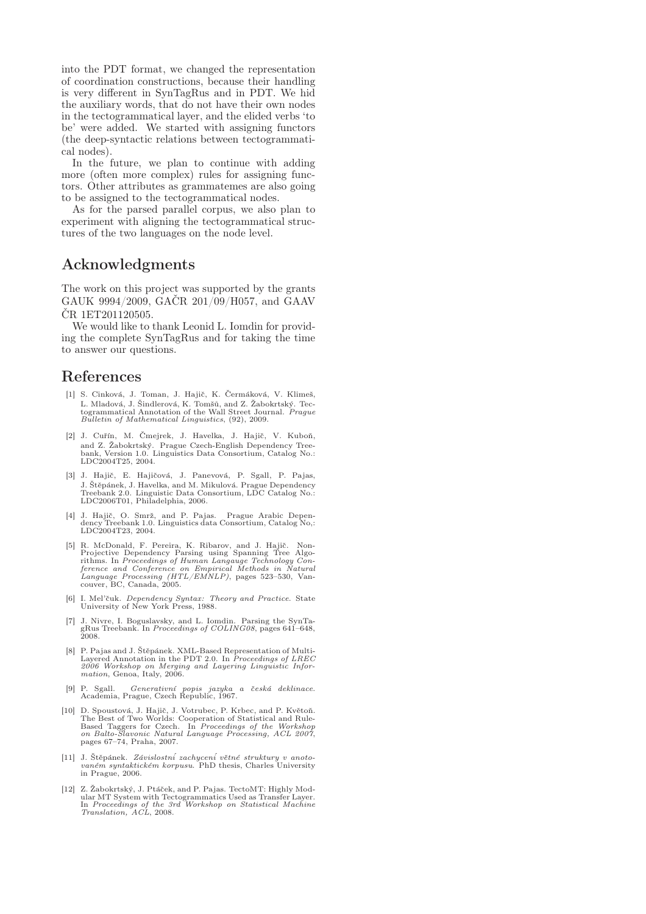into the PDT format, we changed the representation of coordination constructions, because their handling is very different in SynTagRus and in PDT. We hid the auxiliary words, that do not have their own nodes in the tectogrammatical layer, and the elided verbs 'to be' were added. We started with assigning functors (the deep-syntactic relations between tectogrammatical nodes).

In the future, we plan to continue with adding more (often more complex) rules for assigning functors. Other attributes as grammatemes are also going to be assigned to the tectogrammatical nodes.

As for the parsed parallel corpus, we also plan to experiment with aligning the tectogrammatical structures of the two languages on the node level.

## Acknowledgments

The work on this project was supported by the grants GAUK 9994/2009, GAČR 201/09/H057, and GAAV ČR 1ET201120505.

We would like to thank Leonid L. Iomdin for providing the complete SynTagRus and for taking the time to answer our questions.

## References

[1] S. Cinková, J. Toman, J. Hajič, K. Čermáková, V. Klimeš, L. Mladová, J. Šindlerová, K. Tomšů, and Z. Žabokrtský. Tectogrammatical Annotation of the Wall Street Journal. *Prague Bulletin of Mathematical Linguistics*, (92), 2009.

[2] J. Cuřín, M. Čmejrek, J. Havelka, J. Hajič, V. Kuboň, and Z. Žabokrtský. Prague Czech-English Dependency Treebank, Version 1.0. Linguistics Data Consortium, Catalog No.: LDC2004T25, 2004.

[3] J. Hajič, E. Hajičová, J. Panevová, P. Sgall, P. Pajas, J. Štěpánek, J. Havelka, and M. Mikulová. Prague Dependency Treebank 2.0. Linguistic Data Consortium, LDC Catalog No.: LDC2006T01, Philadelphia, 2006.

[4] J. Hajič, O. Smrž, and P. Pajas. Prague Arabic Dependency Treebank 1.0. Linguistics data Consortium, Catalog No,: LDC2004T23, 2004.

[5] R. McDonald, F. Pereira, K. Ribarov, and J. Hajič. Non-Projective Dependency Parsing using Spanning Tree Algorithms. In *Proceedings of Human Langauge Technology Conference and Conference on Empirical Methods in Natural Language Processing (HTL/EMNLP)*, pages 523–530, Vancouver, BC, Canada, 2005.

[6] I. Mel'čuk. *Dependency Syntax: Theory and Practice*. State University of New York Press, 1988.

[7] J. Nivre, I. Boguslavsky, and L. Iomdin. Parsing the SynTagRus Treebank. In *Proceedings of COLING08*, pages 641–648, 2008.

[8] P. Pajas and J. Štěpánek. XML-Based Representation of Multi-Layered Annotation in the PDT 2.0. In *Proceedings of LREC 2006 Workshop on Merging and Layering Linguistic Information*, Genoa, Italy, 2006.

[9] P. Sgall. *Generativní popis jazyka a česká deklinace*. Academia, Prague, Czech Republic, 1967.

[10] D. Spoustová, J. Hajič, J. Votrubec, P. Krbec, and P. Květoň. The Best of Two Worlds: Cooperation of Statistical and Rule-Based Taggers for Czech. In *Proceedings of the Workshop on Balto-Slavonic Natural Language Processing, ACL 2007*, pages 67–74, Praha, 2007.

[11] J. Štěpánek. *Závislostní zachycení větné struktury v anotovaném syntaktickém korpusu*. PhD thesis, Charles University in Prague, 2006.

[12] Z. Žabokrtský, J. Ptáček, and P. Pajas. TectoMT: Highly Modular MT System with Tectogrammatics Used as Transfer Layer. In *Proceedings of the 3rd Workshop on Statistical Machine Translation, ACL*, 2008.